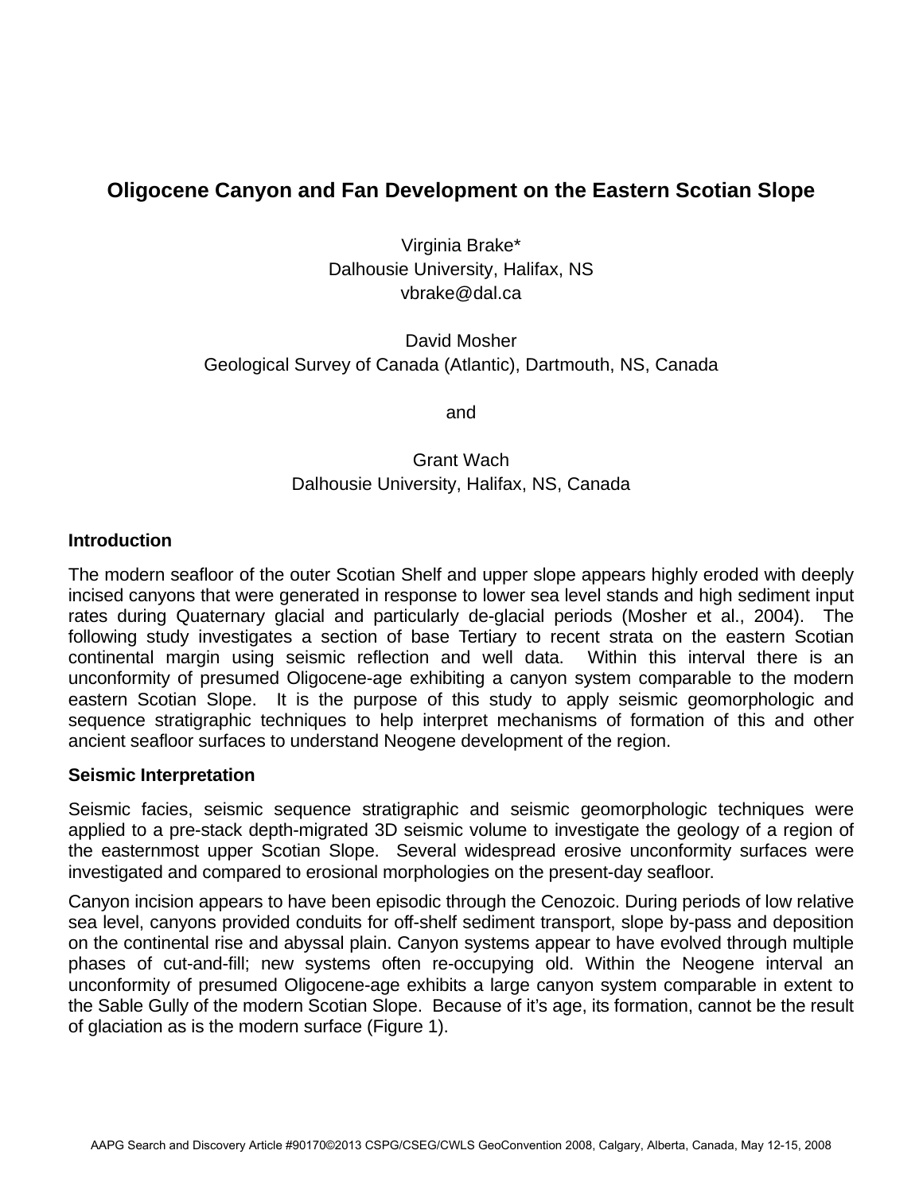# Oligocene Canyon and Fan Development on the Eastern Scotian Slope

Virginia Brake*
Dalhousie University, Halifax, NS
vbrake@dal.ca

David Mosher
Geological Survey of Canada (Atlantic), Dartmouth, NS, Canada

and

Grant Wach
Dalhousie University, Halifax, NS, Canada

## Introduction

The modern seafloor of the outer Scotian Shelf and upper slope appears highly eroded with deeply incised canyons that were generated in response to lower sea level stands and high sediment input rates during Quaternary glacial and particularly de-glacial periods (Mosher et al., 2004). The following study investigates a section of base Tertiary to recent strata on the eastern Scotian continental margin using seismic reflection and well data. Within this interval there is an unconformity of presumed Oligocene-age exhibiting a canyon system comparable to the modern eastern Scotian Slope. It is the purpose of this study to apply seismic geomorphologic and sequence stratigraphic techniques to help interpret mechanisms of formation of this and other ancient seafloor surfaces to understand Neogene development of the region.

## Seismic Interpretation

Seismic facies, seismic sequence stratigraphic and seismic geomorphologic techniques were applied to a pre-stack depth-migrated 3D seismic volume to investigate the geology of a region of the easternmost upper Scotian Slope. Several widespread erosive unconformity surfaces were investigated and compared to erosional morphologies on the present-day seafloor.

Canyon incision appears to have been episodic through the Cenozoic. During periods of low relative sea level, canyons provided conduits for off-shelf sediment transport, slope by-pass and deposition on the continental rise and abyssal plain. Canyon systems appear to have evolved through multiple phases of cut-and-fill; new systems often re-occupying old. Within the Neogene interval an unconformity of presumed Oligocene-age exhibits a large canyon system comparable in extent to the Sable Gully of the modern Scotian Slope. Because of it's age, its formation, cannot be the result of glaciation as is the modern surface (Figure 1).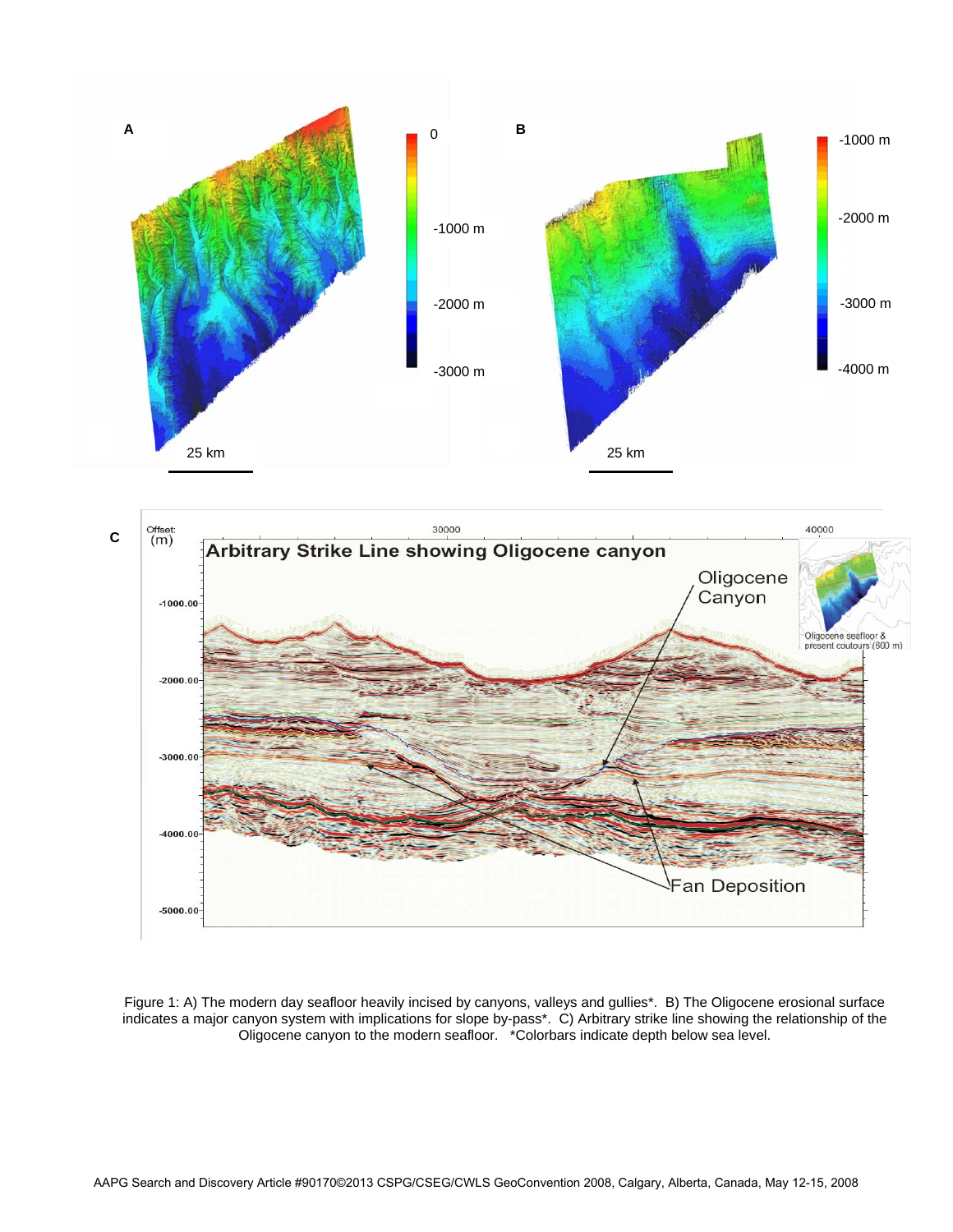Figure 1: A) The modern day seafloor heavily incised by canyons, valleys and gullies*. B) The Oligocene erosional surface indicates a major canyon system with implications for slope by-pass*. C) Arbitrary strike line showing the relationship of the Oligocene canyon to the modern seafloor. *Colorbars indicate depth below sea level.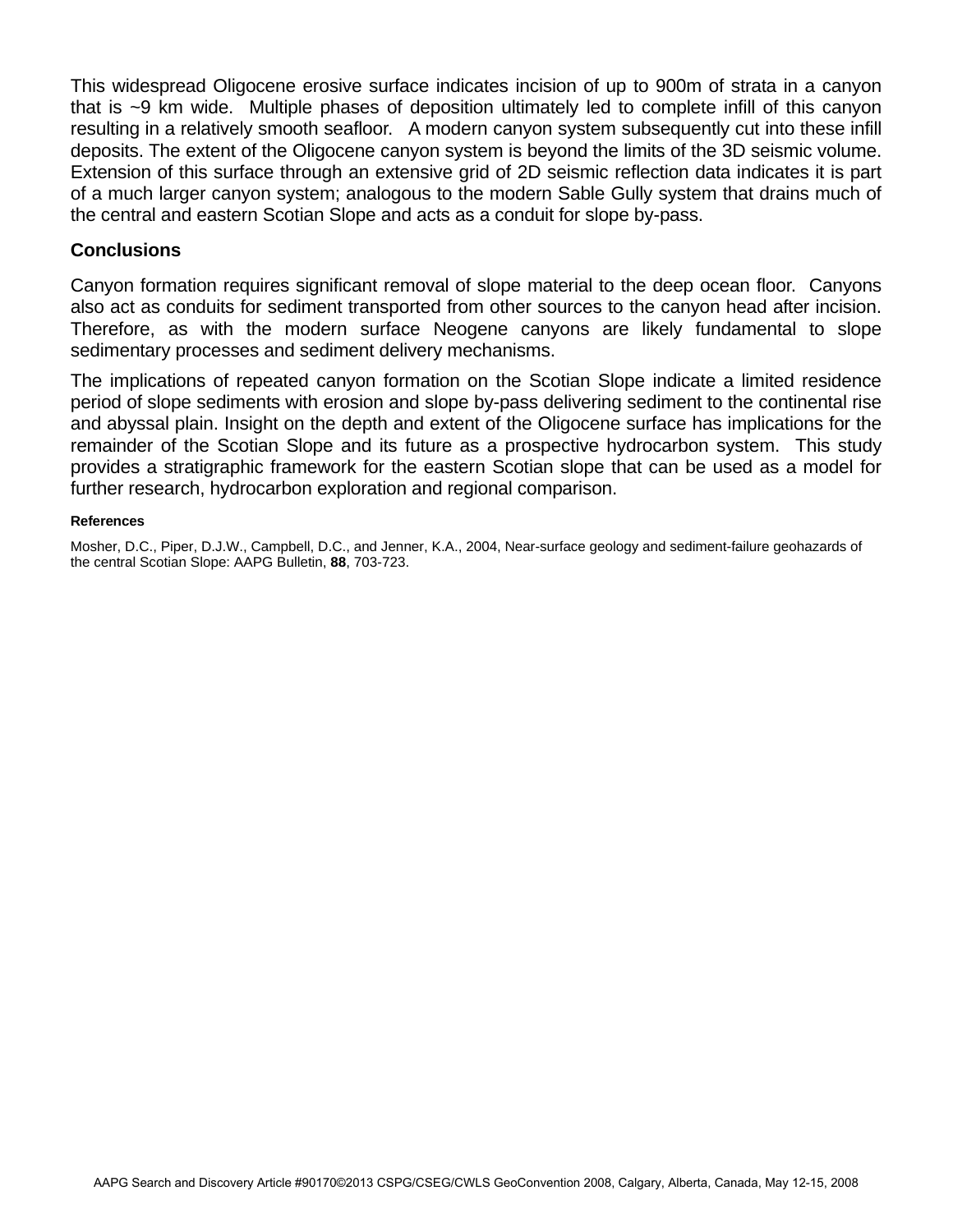This widespread Oligocene erosive surface indicates incision of up to 900m of strata in a canyon that is ~9 km wide. Multiple phases of deposition ultimately led to complete infill of this canyon resulting in a relatively smooth seafloor. A modern canyon system subsequently cut into these infill deposits. The extent of the Oligocene canyon system is beyond the limits of the 3D seismic volume. Extension of this surface through an extensive grid of 2D seismic reflection data indicates it is part of a much larger canyon system; analogous to the modern Sable Gully system that drains much of the central and eastern Scotian Slope and acts as a conduit for slope by-pass.

## Conclusions

Canyon formation requires significant removal of slope material to the deep ocean floor. Canyons also act as conduits for sediment transported from other sources to the canyon head after incision. Therefore, as with the modern surface Neogene canyons are likely fundamental to slope sedimentary processes and sediment delivery mechanisms.

The implications of repeated canyon formation on the Scotian Slope indicate a limited residence period of slope sediments with erosion and slope by-pass delivering sediment to the continental rise and abyssal plain. Insight on the depth and extent of the Oligocene surface has implications for the remainder of the Scotian Slope and its future as a prospective hydrocarbon system. This study provides a stratigraphic framework for the eastern Scotian slope that can be used as a model for further research, hydrocarbon exploration and regional comparison.

#### References

Mosher, D.C., Piper, D.J.W., Campbell, D.C., and Jenner, K.A., 2004, Near-surface geology and sediment-failure geohazards of the central Scotian Slope: AAPG Bulletin, **88**, 703-723.